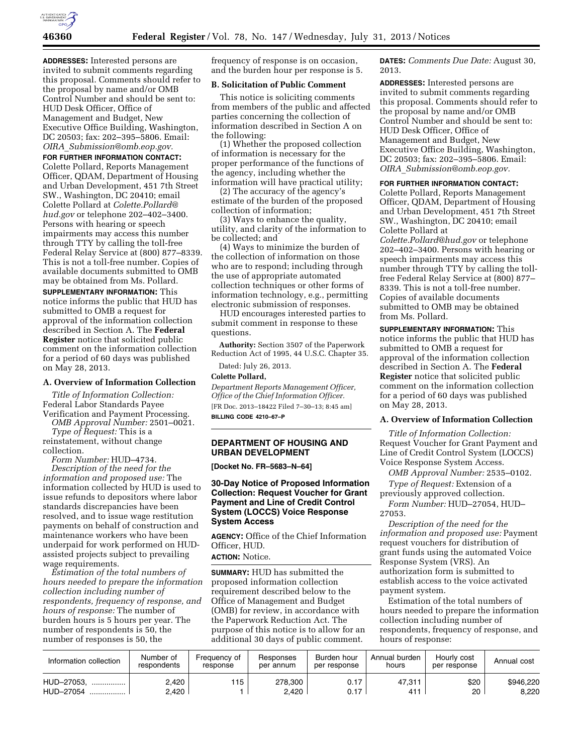**ADDRESSES:** Interested persons are invited to submit comments regarding this proposal. Comments should refer to the proposal by name and/or OMB Control Number and should be sent to: HUD Desk Officer, Office of Management and Budget, New Executive Office Building, Washington, DC 20503; fax: 202–395–5806. Email: *OIRA_Submission@omb.eop.gov.*

**FOR FURTHER INFORMATION CONTACT:** Colette Pollard, Reports Management Officer, QDAM, Department of Housing and Urban Development, 451 7th Street SW., Washington, DC 20410; email Colette Pollard at *Colette.Pollard@hud.gov* or telephone 202–402–3400. Persons with hearing or speech impairments may access this number through TTY by calling the toll-free Federal Relay Service at (800) 877–8339. This is not a toll-free number. Copies of available documents submitted to OMB may be obtained from Ms. Pollard.

**SUPPLEMENTARY INFORMATION:** This notice informs the public that HUD has submitted to OMB a request for approval of the information collection described in Section A. The **Federal Register** notice that solicited public comment on the information collection for a period of 60 days was published on May 28, 2013.

## A. Overview of Information Collection

*Title of Information Collection:* Federal Labor Standards Payee Verification and Payment Processing.

*OMB Approval Number:* 2501–0021.

*Type of Request:* This is a reinstatement, without change collection.

*Form Number:* HUD–4734.

*Description of the need for the information and proposed use:* The information collected by HUD is used to issue refunds to depositors where labor standards discrepancies have been resolved, and to issue wage restitution payments on behalf of construction and maintenance workers who have been underpaid for work performed on HUD-assisted projects subject to prevailing wage requirements.

*Estimation of the total numbers of hours needed to prepare the information collection including number of respondents, frequency of response, and hours of response:* The number of burden hours is 5 hours per year. The number of respondents is 50, the number of responses is 50, the frequency of response is on occasion, and the burden hour per response is 5.

## B. Solicitation of Public Comment

This notice is soliciting comments from members of the public and affected parties concerning the collection of information described in Section A on the following:

(1) Whether the proposed collection of information is necessary for the proper performance of the functions of the agency, including whether the information will have practical utility;

(2) The accuracy of the agency's estimate of the burden of the proposed collection of information;

(3) Ways to enhance the quality, utility, and clarity of the information to be collected; and

(4) Ways to minimize the burden of the collection of information on those who are to respond; including through the use of appropriate automated collection techniques or other forms of information technology, e.g., permitting electronic submission of responses.

HUD encourages interested parties to submit comment in response to these questions.

**Authority:** Section 3507 of the Paperwork Reduction Act of 1995, 44 U.S.C. Chapter 35.

Dated: July 26, 2013.

**Colette Pollard,**

*Department Reports Management Officer, Office of the Chief Information Officer.*

[FR Doc. 2013–18422 Filed 7–30–13; 8:45 am]

**BILLING CODE 4210–67–P**

---

# DEPARTMENT OF HOUSING AND URBAN DEVELOPMENT

**[Docket No. FR–5683–N–64]**

## 30-Day Notice of Proposed Information Collection: Request Voucher for Grant Payment and Line of Credit Control System (LOCCS) Voice Response System Access

**AGENCY:** Office of the Chief Information Officer, HUD.

**ACTION:** Notice.

**SUMMARY:** HUD has submitted the proposed information collection requirement described below to the Office of Management and Budget (OMB) for review, in accordance with the Paperwork Reduction Act. The purpose of this notice is to allow for an additional 30 days of public comment.

**DATES:** *Comments Due Date:* August 30, 2013.

**ADDRESSES:** Interested persons are invited to submit comments regarding this proposal. Comments should refer to the proposal by name and/or OMB Control Number and should be sent to: HUD Desk Officer, Office of Management and Budget, New Executive Office Building, Washington, DC 20503; fax: 202–395–5806. Email: *OIRA_Submission@omb.eop.gov.*

**FOR FURTHER INFORMATION CONTACT:** Colette Pollard, Reports Management Officer, QDAM, Department of Housing and Urban Development, 451 7th Street SW., Washington, DC 20410; email Colette Pollard at *Colette.Pollard@hud.gov* or telephone 202–402–3400. Persons with hearing or speech impairments may access this number through TTY by calling the toll-free Federal Relay Service at (800) 877–8339. This is not a toll-free number. Copies of available documents submitted to OMB may be obtained from Ms. Pollard.

**SUPPLEMENTARY INFORMATION:** This notice informs the public that HUD has submitted to OMB a request for approval of the information collection described in Section A. The **Federal Register** notice that solicited public comment on the information collection for a period of 60 days was published on May 28, 2013.

## A. Overview of Information Collection

*Title of Information Collection:* Request Voucher for Grant Payment and Line of Credit Control System (LOCCS) Voice Response System Access.

*OMB Approval Number:* 2535–0102.

*Type of Request:* Extension of a previously approved collection.

*Form Number:* HUD–27054, HUD–27053.

*Description of the need for the information and proposed use:* Payment request vouchers for distribution of grant funds using the automated Voice Response System (VRS). An authorization form is submitted to establish access to the voice activated payment system.

Estimation of the total numbers of hours needed to prepare the information collection including number of respondents, frequency of response, and hours of response:

| Information collection | Number of respondents | Frequency of response | Responses per annum | Burden hour per response | Annual burden hours | Hourly cost per response | Annual cost |
|---|---|---|---|---|---|---|---|
| HUD–27053, ................ | 2,420 | 115 | 278,300 | 0.17 | 47,311 | $20 | $946,220 |
| HUD–27054 ................ | 2,420 | 1 | 2,420 | 0.17 | 411 | 20 | 8,220 |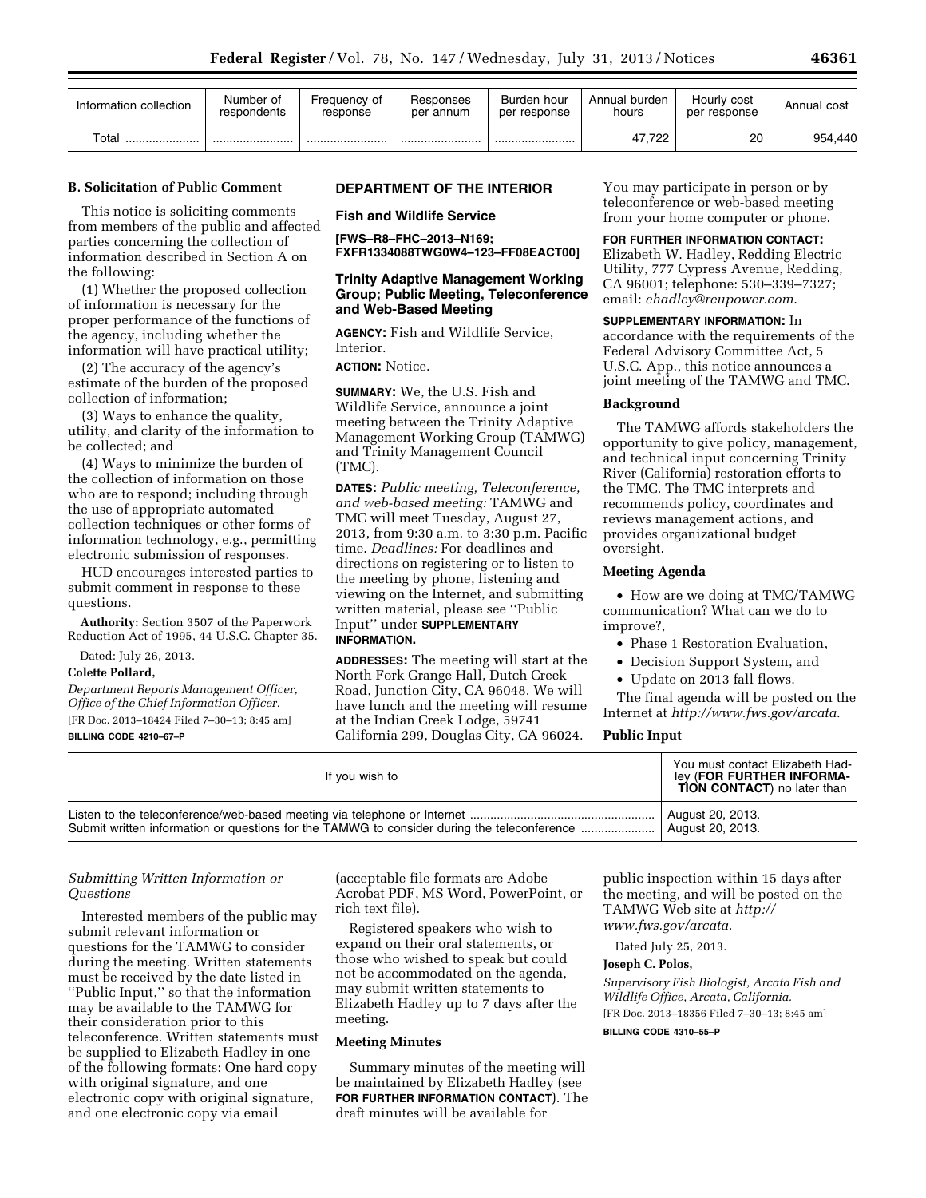| Information collection | Number of respondents | Frequency of response | Responses per annum | Burden hour per response | Annual burden hours | Hourly cost per response | Annual cost |
|---|---|---|---|---|---|---|---|
| Total ...................... | ........................ | ........................ | ........................ | ........................ | 47,722 | 20 | 954,440 |

**B. Solicitation of Public Comment**

This notice is soliciting comments from members of the public and affected parties concerning the collection of information described in Section A on the following:

(1) Whether the proposed collection of information is necessary for the proper performance of the functions of the agency, including whether the information will have practical utility;

(2) The accuracy of the agency's estimate of the burden of the proposed collection of information;

(3) Ways to enhance the quality, utility, and clarity of the information to be collected; and

(4) Ways to minimize the burden of the collection of information on those who are to respond; including through the use of appropriate automated collection techniques or other forms of information technology, e.g., permitting electronic submission of responses.

HUD encourages interested parties to submit comment in response to these questions.

**Authority:** Section 3507 of the Paperwork Reduction Act of 1995, 44 U.S.C. Chapter 35.

Dated: July 26, 2013.

**Colette Pollard,**

*Department Reports Management Officer, Office of the Chief Information Officer.*

[FR Doc. 2013–18424 Filed 7–30–13; 8:45 am]

**BILLING CODE 4210–67–P**

## DEPARTMENT OF THE INTERIOR

### Fish and Wildlife Service

**[FWS–R8–FHC–2013–N169; FXFR1334088TWG0W4–123–FF08EACT00]**

### Trinity Adaptive Management Working Group; Public Meeting, Teleconference and Web-Based Meeting

**AGENCY:** Fish and Wildlife Service, Interior.

**ACTION:** Notice.

**SUMMARY:** We, the U.S. Fish and Wildlife Service, announce a joint meeting between the Trinity Adaptive Management Working Group (TAMWG) and Trinity Management Council (TMC).

**DATES:** *Public meeting, Teleconference, and web-based meeting:* TAMWG and TMC will meet Tuesday, August 27, 2013, from 9:30 a.m. to 3:30 p.m. Pacific time. *Deadlines:* For deadlines and directions on registering or to listen to the meeting by phone, listening and viewing on the Internet, and submitting written material, please see ''Public Input'' under **SUPPLEMENTARY INFORMATION.**

**ADDRESSES:** The meeting will start at the North Fork Grange Hall, Dutch Creek Road, Junction City, CA 96048. We will have lunch and the meeting will resume at the Indian Creek Lodge, 59741 California 299, Douglas City, CA 96024. You may participate in person or by teleconference or web-based meeting from your home computer or phone.

**FOR FURTHER INFORMATION CONTACT:** Elizabeth W. Hadley, Redding Electric Utility, 777 Cypress Avenue, Redding, CA 96001; telephone: 530–339–7327; email: *ehadley@reupower.com.*

**SUPPLEMENTARY INFORMATION:** In accordance with the requirements of the Federal Advisory Committee Act, 5 U.S.C. App., this notice announces a joint meeting of the TAMWG and TMC.

**Background**

The TAMWG affords stakeholders the opportunity to give policy, management, and technical input concerning Trinity River (California) restoration efforts to the TMC. The TMC interprets and recommends policy, coordinates and reviews management actions, and provides organizational budget oversight.

**Meeting Agenda**

- How are we doing at TMC/TAMWG communication? What can we do to improve?,
- Phase 1 Restoration Evaluation,
- Decision Support System, and
- Update on 2013 fall flows.

The final agenda will be posted on the Internet at *http://www.fws.gov/arcata.*

**Public Input**

| If you wish to | You must contact Elizabeth Hadley (**FOR FURTHER INFORMATION CONTACT**) no later than |
|---|---|
| Listen to the teleconference/web-based meeting via telephone or Internet ...................................................... | August 20, 2013. |
| Submit written information or questions for the TAMWG to consider during the teleconference ...................... | August 20, 2013. |

*Submitting Written Information or Questions*

Interested members of the public may submit relevant information or questions for the TAMWG to consider during the meeting. Written statements must be received by the date listed in ''Public Input,'' so that the information may be available to the TAMWG for their consideration prior to this teleconference. Written statements must be supplied to Elizabeth Hadley in one of the following formats: One hard copy with original signature, and one electronic copy with original signature, and one electronic copy via email (acceptable file formats are Adobe Acrobat PDF, MS Word, PowerPoint, or rich text file).

Registered speakers who wish to expand on their oral statements, or those who wished to speak but could not be accommodated on the agenda, may submit written statements to Elizabeth Hadley up to 7 days after the meeting.

**Meeting Minutes**

Summary minutes of the meeting will be maintained by Elizabeth Hadley (see **FOR FURTHER INFORMATION CONTACT**). The draft minutes will be available for public inspection within 15 days after the meeting, and will be posted on the TAMWG Web site at *http://www.fws.gov/arcata.*

Dated July 25, 2013.

**Joseph C. Polos,**

*Supervisory Fish Biologist, Arcata Fish and Wildlife Office, Arcata, California.*

[FR Doc. 2013–18356 Filed 7–30–13; 8:45 am]

**BILLING CODE 4310–55–P**